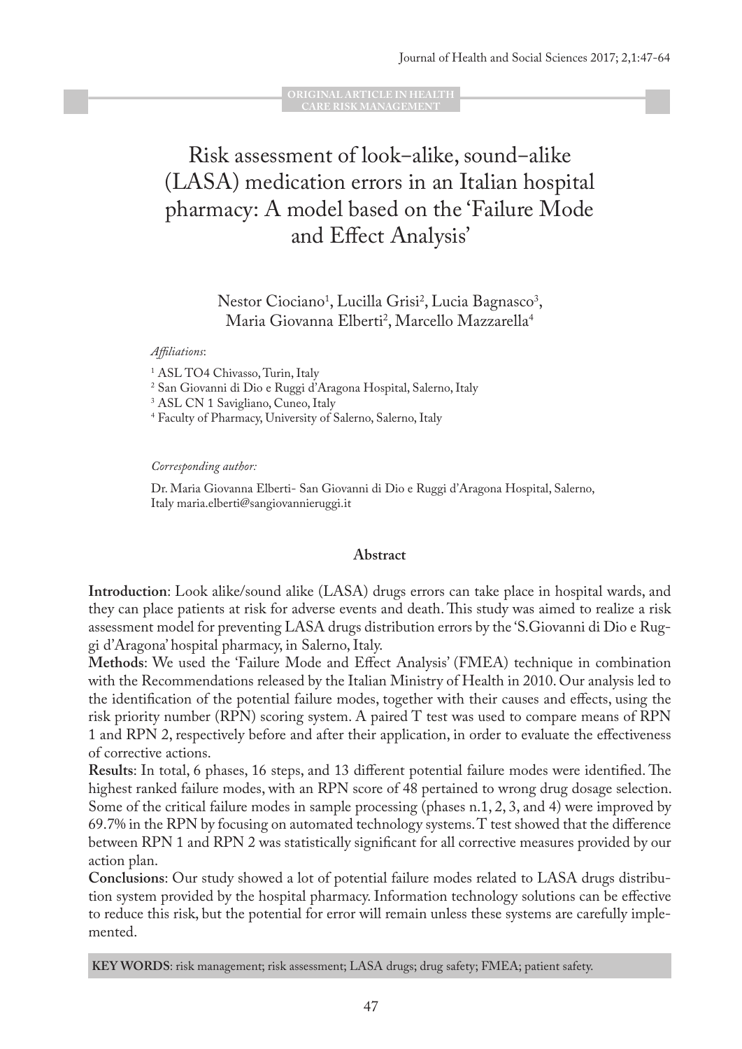ORIGINAL ARTICLE IN HEALTH CARE RISK MANAGEMENT

# Risk assessment of look–alike, sound–alike (LASA) medication errors in an Italian hospital pharmacy: A model based on the 'Failure Mode and Effect Analysis'

Nestor Ciociano[1], Lucilla Grisi[2], Lucia Bagnasco[3], Maria Giovanna Elberti[2], Marcello Mazzarella[4]

*Affiliations*:

[1] ASL TO4 Chivasso, Turin, Italy
[2] San Giovanni di Dio e Ruggi d'Aragona Hospital, Salerno, Italy
[3] ASL CN 1 Savigliano, Cuneo, Italy
[4] Faculty of Pharmacy, University of Salerno, Salerno, Italy

*Corresponding author:*

Dr. Maria Giovanna Elberti- San Giovanni di Dio e Ruggi d'Aragona Hospital, Salerno, Italy maria.elberti@sangiovannieruggi.it

## Abstract

**Introduction**: Look alike/sound alike (LASA) drugs errors can take place in hospital wards, and they can place patients at risk for adverse events and death. This study was aimed to realize a risk assessment model for preventing LASA drugs distribution errors by the 'S.Giovanni di Dio e Ruggi d'Aragona' hospital pharmacy, in Salerno, Italy.

**Methods**: We used the 'Failure Mode and Effect Analysis' (FMEA) technique in combination with the Recommendations released by the Italian Ministry of Health in 2010. Our analysis led to the identification of the potential failure modes, together with their causes and effects, using the risk priority number (RPN) scoring system. A paired T test was used to compare means of RPN 1 and RPN 2, respectively before and after their application, in order to evaluate the effectiveness of corrective actions.

**Results**: In total, 6 phases, 16 steps, and 13 different potential failure modes were identified. The highest ranked failure modes, with an RPN score of 48 pertained to wrong drug dosage selection. Some of the critical failure modes in sample processing (phases n.1, 2, 3, and 4) were improved by 69.7% in the RPN by focusing on automated technology systems. T test showed that the difference between RPN 1 and RPN 2 was statistically significant for all corrective measures provided by our action plan.

**Conclusions**: Our study showed a lot of potential failure modes related to LASA drugs distribution system provided by the hospital pharmacy. Information technology solutions can be effective to reduce this risk, but the potential for error will remain unless these systems are carefully implemented.

**KEY WORDS**: risk management; risk assessment; LASA drugs; drug safety; FMEA; patient safety.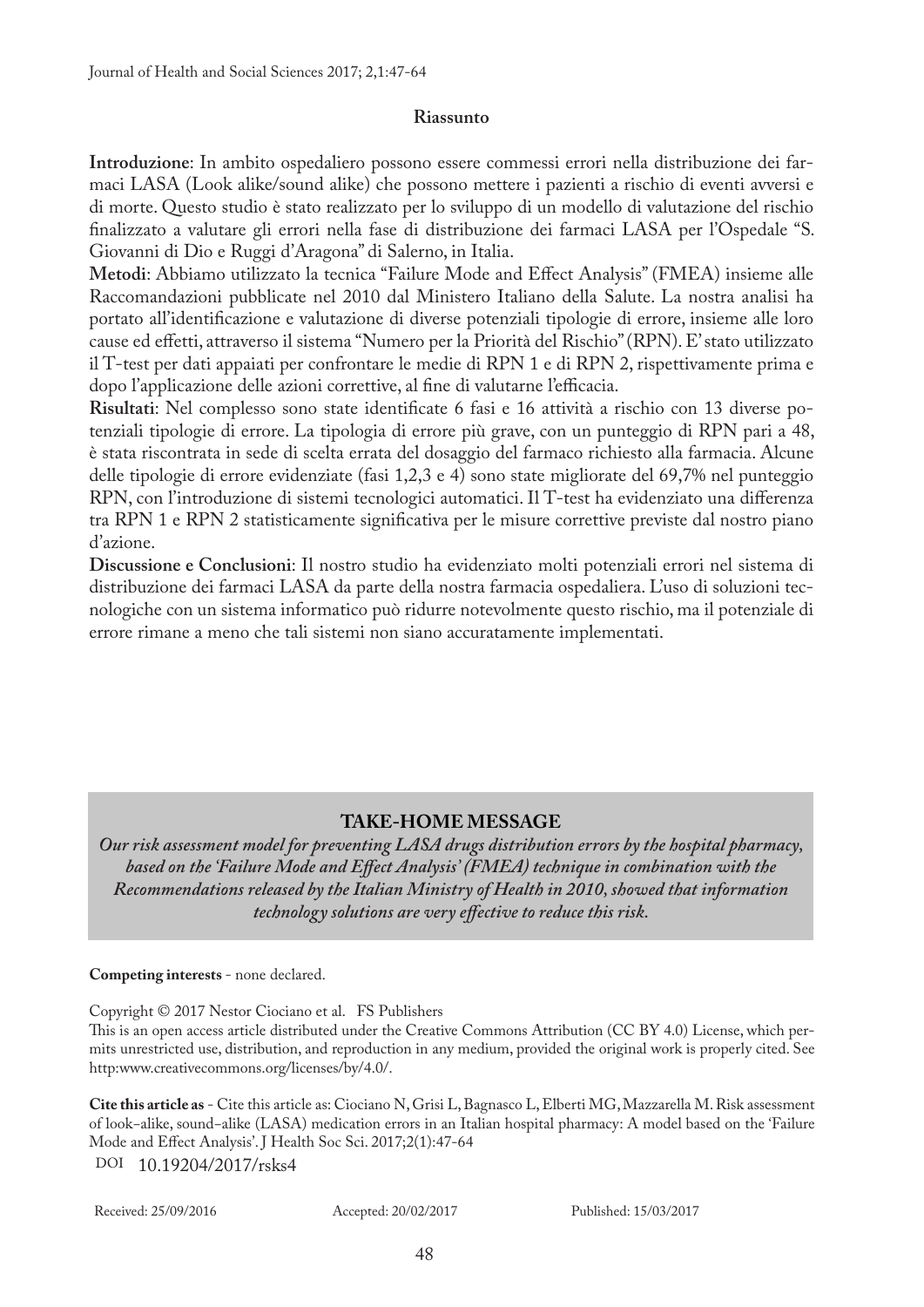## Riassunto

**Introduzione**: In ambito ospedaliero possono essere commessi errori nella distribuzione dei farmaci LASA (Look alike/sound alike) che possono mettere i pazienti a rischio di eventi avversi e di morte. Questo studio è stato realizzato per lo sviluppo di un modello di valutazione del rischio finalizzato a valutare gli errori nella fase di distribuzione dei farmaci LASA per l'Ospedale "S. Giovanni di Dio e Ruggi d'Aragona" di Salerno, in Italia.

**Metodi**: Abbiamo utilizzato la tecnica "Failure Mode and Effect Analysis" (FMEA) insieme alle Raccomandazioni pubblicate nel 2010 dal Ministero Italiano della Salute. La nostra analisi ha portato all'identificazione e valutazione di diverse potenziali tipologie di errore, insieme alle loro cause ed effetti, attraverso il sistema "Numero per la Priorità del Rischio" (RPN). E' stato utilizzato il T-test per dati appaiati per confrontare le medie di RPN 1 e di RPN 2, rispettivamente prima e dopo l'applicazione delle azioni correttive, al fine di valutarne l'efficacia.

**Risultati**: Nel complesso sono state identificate 6 fasi e 16 attività a rischio con 13 diverse potenziali tipologie di errore. La tipologia di errore più grave, con un punteggio di RPN pari a 48, è stata riscontrata in sede di scelta errata del dosaggio del farmaco richiesto alla farmacia. Alcune delle tipologie di errore evidenziate (fasi 1,2,3 e 4) sono state migliorate del 69,7% nel punteggio RPN, con l'introduzione di sistemi tecnologici automatici. Il T-test ha evidenziato una differenza tra RPN 1 e RPN 2 statisticamente significativa per le misure correttive previste dal nostro piano d'azione.

**Discussione e Conclusioni**: Il nostro studio ha evidenziato molti potenziali errori nel sistema di distribuzione dei farmaci LASA da parte della nostra farmacia ospedaliera. L'uso di soluzioni tecnologiche con un sistema informatico può ridurre notevolmente questo rischio, ma il potenziale di errore rimane a meno che tali sistemi non siano accuratamente implementati.

### TAKE-HOME MESSAGE

***Our risk assessment model for preventing LASA drugs distribution errors by the hospital pharmacy, based on the 'Failure Mode and Effect Analysis' (FMEA) technique in combination with the Recommendations released by the Italian Ministry of Health in 2010, showed that information technology solutions are very effective to reduce this risk.***

**Competing interests** - none declared.

Copyright © 2017 Nestor Ciociano et al. FS Publishers

This is an open access article distributed under the Creative Commons Attribution (CC BY 4.0) License, which permits unrestricted use, distribution, and reproduction in any medium, provided the original work is properly cited. See http:www.creativecommons.org/licenses/by/4.0/.

**Cite this article as** - Cite this article as: Ciociano N, Grisi L, Bagnasco L, Elberti MG, Mazzarella M. Risk assessment of look–alike, sound–alike (LASA) medication errors in an Italian hospital pharmacy: A model based on the 'Failure Mode and Effect Analysis'. J Health Soc Sci. 2017;2(1):47-64

DOI 10.19204/2017/rsks4

Received: 25/09/2016 Accepted: 20/02/2017 Published: 15/03/2017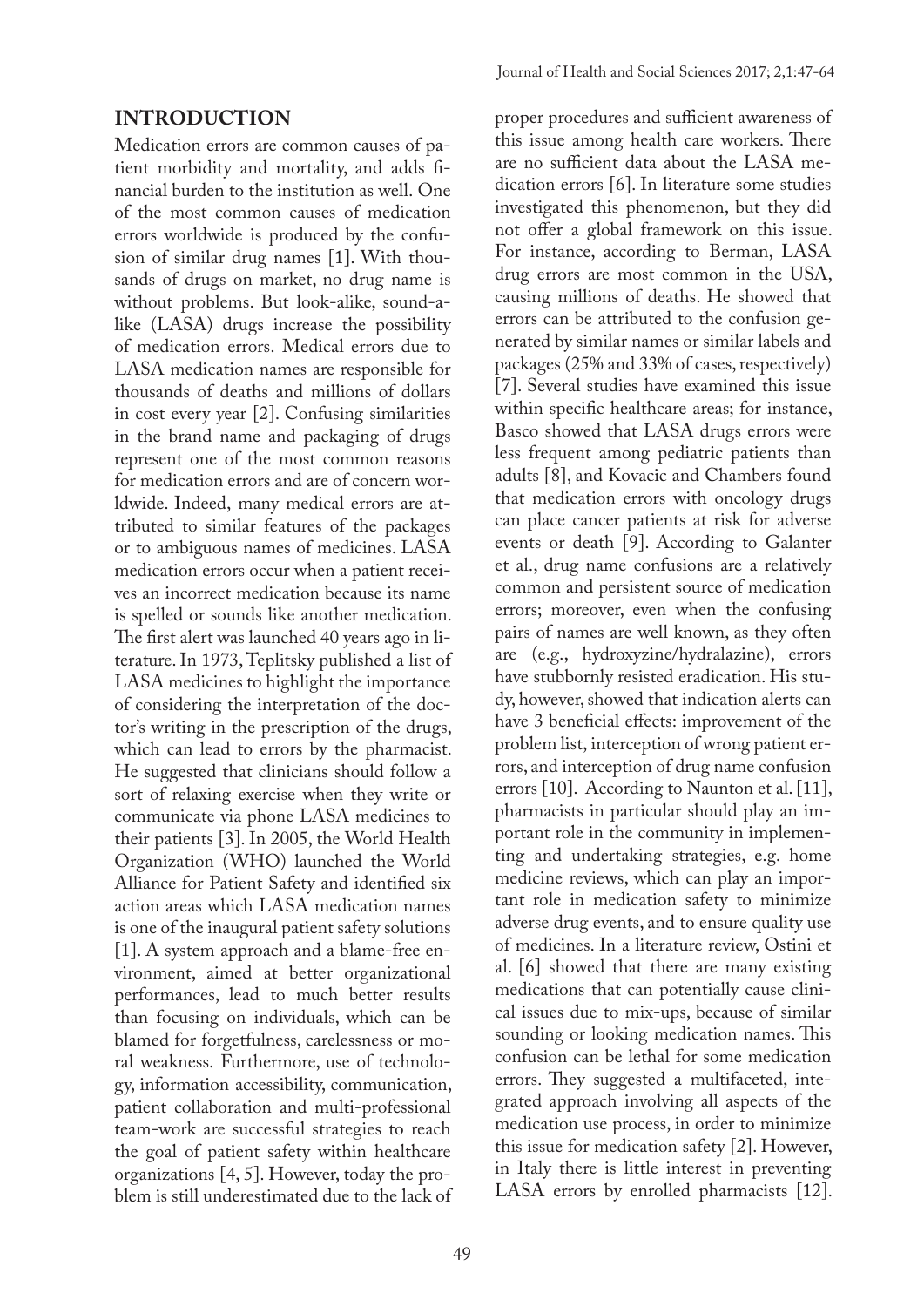## INTRODUCTION

Medication errors are common causes of patient morbidity and mortality, and adds financial burden to the institution as well. One of the most common causes of medication errors worldwide is produced by the confusion of similar drug names [1]. With thousands of drugs on market, no drug name is without problems. But look-alike, sound-alike (LASA) drugs increase the possibility of medication errors. Medical errors due to LASA medication names are responsible for thousands of deaths and millions of dollars in cost every year [2]. Confusing similarities in the brand name and packaging of drugs represent one of the most common reasons for medication errors and are of concern worldwide. Indeed, many medical errors are attributed to similar features of the packages or to ambiguous names of medicines. LASA medication errors occur when a patient receives an incorrect medication because its name is spelled or sounds like another medication. The first alert was launched 40 years ago in literature. In 1973, Teplitsky published a list of LASA medicines to highlight the importance of considering the interpretation of the doctor's writing in the prescription of the drugs, which can lead to errors by the pharmacist. He suggested that clinicians should follow a sort of relaxing exercise when they write or communicate via phone LASA medicines to their patients [3]. In 2005, the World Health Organization (WHO) launched the World Alliance for Patient Safety and identified six action areas which LASA medication names is one of the inaugural patient safety solutions [1]. A system approach and a blame-free environment, aimed at better organizational performances, lead to much better results than focusing on individuals, which can be blamed for forgetfulness, carelessness or moral weakness. Furthermore, use of technology, information accessibility, communication, patient collaboration and multi-professional team-work are successful strategies to reach the goal of patient safety within healthcare organizations [4, 5]. However, today the problem is still underestimated due to the lack of proper procedures and sufficient awareness of this issue among health care workers. There are no sufficient data about the LASA medication errors [6]. In literature some studies investigated this phenomenon, but they did not offer a global framework on this issue. For instance, according to Berman, LASA drug errors are most common in the USA, causing millions of deaths. He showed that errors can be attributed to the confusion generated by similar names or similar labels and packages (25% and 33% of cases, respectively) [7]. Several studies have examined this issue within specific healthcare areas; for instance, Basco showed that LASA drugs errors were less frequent among pediatric patients than adults [8], and Kovacic and Chambers found that medication errors with oncology drugs can place cancer patients at risk for adverse events or death [9]. According to Galanter et al., drug name confusions are a relatively common and persistent source of medication errors; moreover, even when the confusing pairs of names are well known, as they often are (e.g., hydroxyzine/hydralazine), errors have stubbornly resisted eradication. His study, however, showed that indication alerts can have 3 beneficial effects: improvement of the problem list, interception of wrong patient errors, and interception of drug name confusion errors [10]. According to Naunton et al. [11], pharmacists in particular should play an important role in the community in implementing and undertaking strategies, e.g. home medicine reviews, which can play an important role in medication safety to minimize adverse drug events, and to ensure quality use of medicines. In a literature review, Ostini et al. [6] showed that there are many existing medications that can potentially cause clinical issues due to mix-ups, because of similar sounding or looking medication names. This confusion can be lethal for some medication errors. They suggested a multifaceted, integrated approach involving all aspects of the medication use process, in order to minimize this issue for medication safety [2]. However, in Italy there is little interest in preventing LASA errors by enrolled pharmacists [12].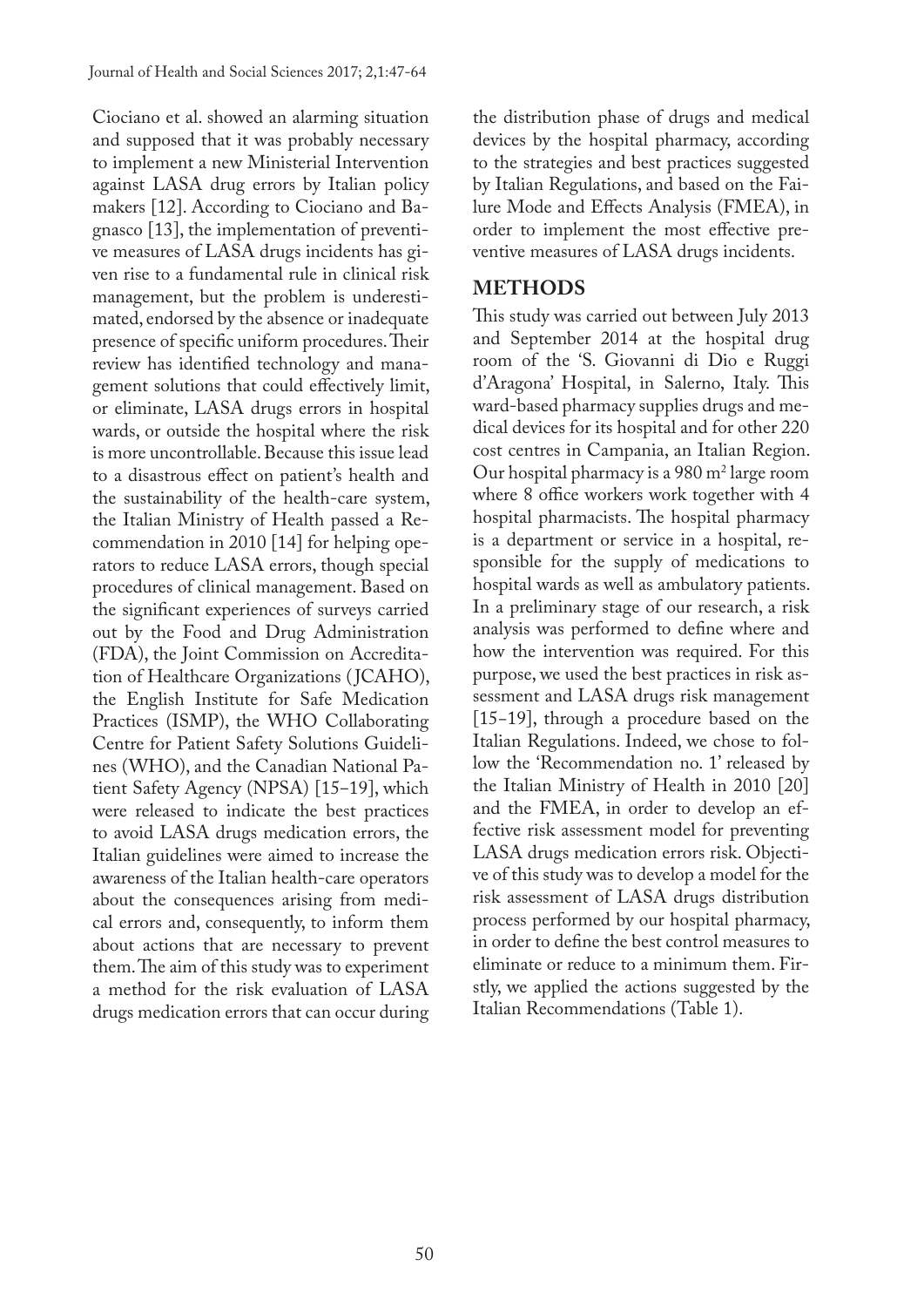Ciociano et al. showed an alarming situation and supposed that it was probably necessary to implement a new Ministerial Intervention against LASA drug errors by Italian policy makers [12]. According to Ciociano and Bagnasco [13], the implementation of preventive measures of LASA drugs incidents has given rise to a fundamental rule in clinical risk management, but the problem is underestimated, endorsed by the absence or inadequate presence of specific uniform procedures. Their review has identified technology and management solutions that could effectively limit, or eliminate, LASA drugs errors in hospital wards, or outside the hospital where the risk is more uncontrollable. Because this issue lead to a disastrous effect on patient's health and the sustainability of the health-care system, the Italian Ministry of Health passed a Recommendation in 2010 [14] for helping operators to reduce LASA errors, though special procedures of clinical management. Based on the significant experiences of surveys carried out by the Food and Drug Administration (FDA), the Joint Commission on Accreditation of Healthcare Organizations (JCAHO), the English Institute for Safe Medication Practices (ISMP), the WHO Collaborating Centre for Patient Safety Solutions Guidelines (WHO), and the Canadian National Patient Safety Agency (NPSA) [15-19], which were released to indicate the best practices to avoid LASA drugs medication errors, the Italian guidelines were aimed to increase the awareness of the Italian health-care operators about the consequences arising from medical errors and, consequently, to inform them about actions that are necessary to prevent them. The aim of this study was to experiment a method for the risk evaluation of LASA drugs medication errors that can occur during the distribution phase of drugs and medical devices by the hospital pharmacy, according to the strategies and best practices suggested by Italian Regulations, and based on the Failure Mode and Effects Analysis (FMEA), in order to implement the most effective preventive measures of LASA drugs incidents.

## METHODS

This study was carried out between July 2013 and September 2014 at the hospital drug room of the 'S. Giovanni di Dio e Ruggi d'Aragona' Hospital, in Salerno, Italy. This ward-based pharmacy supplies drugs and medical devices for its hospital and for other 220 cost centres in Campania, an Italian Region. Our hospital pharmacy is a 980 $m^2$ large room where 8 office workers work together with 4 hospital pharmacists. The hospital pharmacy is a department or service in a hospital, responsible for the supply of medications to hospital wards as well as ambulatory patients. In a preliminary stage of our research, a risk analysis was performed to define where and how the intervention was required. For this purpose, we used the best practices in risk assessment and LASA drugs risk management [15-19], through a procedure based on the Italian Regulations. Indeed, we chose to follow the 'Recommendation no. 1' released by the Italian Ministry of Health in 2010 [20] and the FMEA, in order to develop an effective risk assessment model for preventing LASA drugs medication errors risk. Objective of this study was to develop a model for the risk assessment of LASA drugs distribution process performed by our hospital pharmacy, in order to define the best control measures to eliminate or reduce to a minimum them. Firstly, we applied the actions suggested by the Italian Recommendations (Table 1).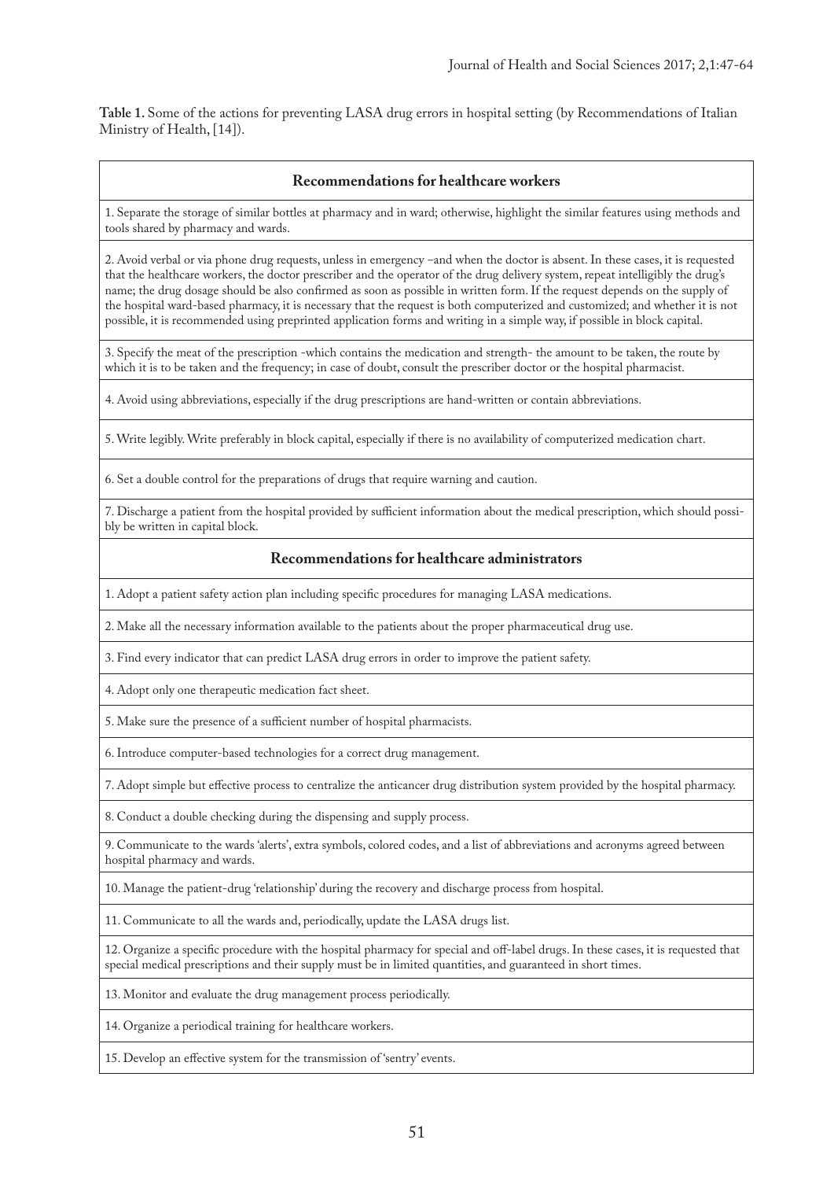**Table 1.** Some of the actions for preventing LASA drug errors in hospital setting (by Recommendations of Italian Ministry of Health, [14]).

| **Recommendations for healthcare workers** |
| --- |
| 1. Separate the storage of similar bottles at pharmacy and in ward; otherwise, highlight the similar features using methods and tools shared by pharmacy and wards. |
| 2. Avoid verbal or via phone drug requests, unless in emergency –and when the doctor is absent. In these cases, it is requested that the healthcare workers, the doctor prescriber and the operator of the drug delivery system, repeat intelligibly the drug's name; the drug dosage should be also confirmed as soon as possible in written form. If the request depends on the supply of the hospital ward-based pharmacy, it is necessary that the request is both computerized and customized; and whether it is not possible, it is recommended using preprinted application forms and writing in a simple way, if possible in block capital. |
| 3. Specify the meat of the prescription -which contains the medication and strength- the amount to be taken, the route by which it is to be taken and the frequency; in case of doubt, consult the prescriber doctor or the hospital pharmacist. |
| 4. Avoid using abbreviations, especially if the drug prescriptions are hand-written or contain abbreviations. |
| 5. Write legibly. Write preferably in block capital, especially if there is no availability of computerized medication chart. |
| 6. Set a double control for the preparations of drugs that require warning and caution. |
| 7. Discharge a patient from the hospital provided by sufficient information about the medical prescription, which should possibly be written in capital block. |
| **Recommendations for healthcare administrators** |
| 1. Adopt a patient safety action plan including specific procedures for managing LASA medications. |
| 2. Make all the necessary information available to the patients about the proper pharmaceutical drug use. |
| 3. Find every indicator that can predict LASA drug errors in order to improve the patient safety. |
| 4. Adopt only one therapeutic medication fact sheet. |
| 5. Make sure the presence of a sufficient number of hospital pharmacists. |
| 6. Introduce computer-based technologies for a correct drug management. |
| 7. Adopt simple but effective process to centralize the anticancer drug distribution system provided by the hospital pharmacy. |
| 8. Conduct a double checking during the dispensing and supply process. |
| 9. Communicate to the wards 'alerts', extra symbols, colored codes, and a list of abbreviations and acronyms agreed between hospital pharmacy and wards. |
| 10. Manage the patient-drug 'relationship' during the recovery and discharge process from hospital. |
| 11. Communicate to all the wards and, periodically, update the LASA drugs list. |
| 12. Organize a specific procedure with the hospital pharmacy for special and off-label drugs. In these cases, it is requested that special medical prescriptions and their supply must be in limited quantities, and guaranteed in short times. |
| 13. Monitor and evaluate the drug management process periodically. |
| 14. Organize a periodical training for healthcare workers. |
| 15. Develop an effective system for the transmission of 'sentry' events. |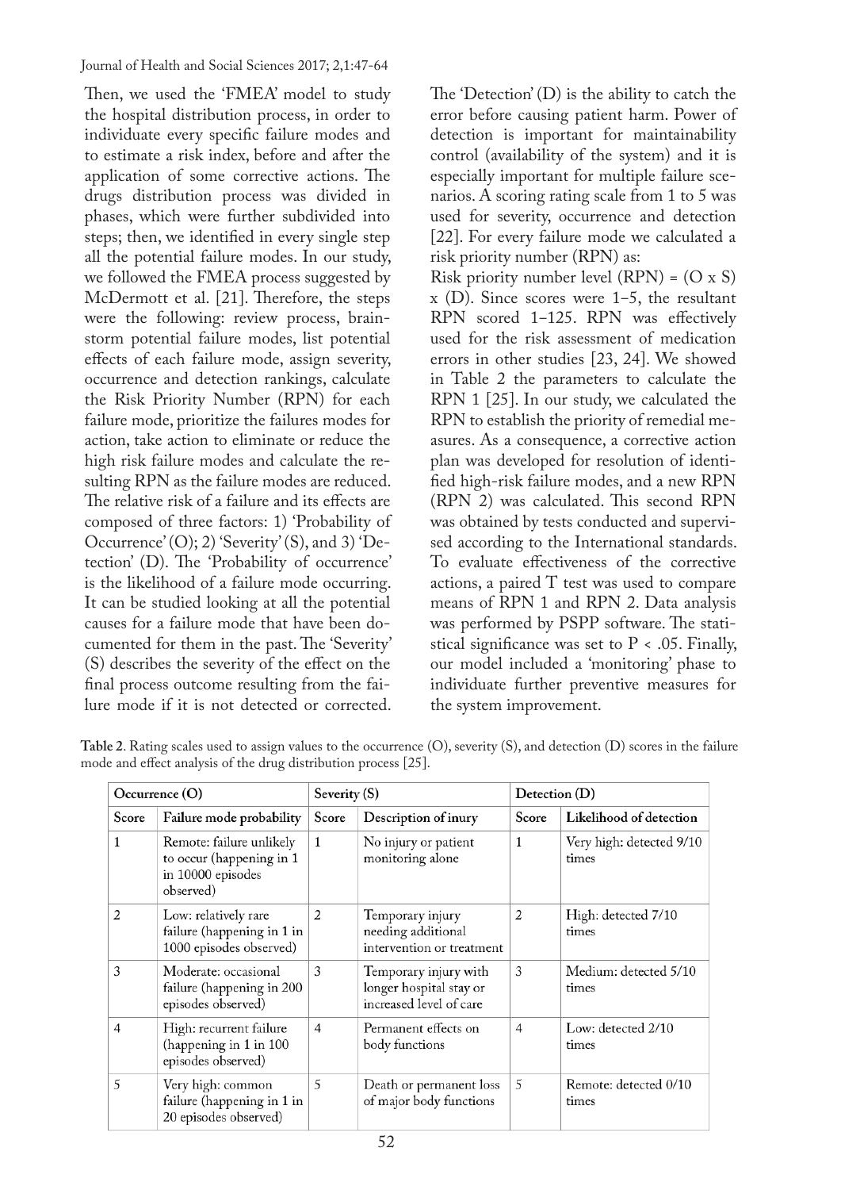Then, we used the 'FMEA' model to study the hospital distribution process, in order to individuate every specific failure modes and to estimate a risk index, before and after the application of some corrective actions. The drugs distribution process was divided in phases, which were further subdivided into steps; then, we identified in every single step all the potential failure modes. In our study, we followed the FMEA process suggested by McDermott et al. [21]. Therefore, the steps were the following: review process, brainstorm potential failure modes, list potential effects of each failure mode, assign severity, occurrence and detection rankings, calculate the Risk Priority Number (RPN) for each failure mode, prioritize the failures modes for action, take action to eliminate or reduce the high risk failure modes and calculate the resulting RPN as the failure modes are reduced. The relative risk of a failure and its effects are composed of three factors: 1) 'Probability of Occurrence' (O); 2) 'Severity' (S), and 3) 'Detection' (D). The 'Probability of occurrence' is the likelihood of a failure mode occurring. It can be studied looking at all the potential causes for a failure mode that have been documented for them in the past. The 'Severity' (S) describes the severity of the effect on the final process outcome resulting from the failure mode if it is not detected or corrected. The 'Detection' (D) is the ability to catch the error before causing patient harm. Power of detection is important for maintainability control (availability of the system) and it is especially important for multiple failure scenarios. A scoring rating scale from 1 to 5 was used for severity, occurrence and detection [22]. For every failure mode we calculated a risk priority number (RPN) as:

Risk priority number level (RPN) = (O x S) x (D). Since scores were 1–5, the resultant RPN scored 1–125. RPN was effectively used for the risk assessment of medication errors in other studies [23, 24]. We showed in Table 2 the parameters to calculate the RPN 1 [25]. In our study, we calculated the RPN to establish the priority of remedial measures. As a consequence, a corrective action plan was developed for resolution of identified high-risk failure modes, and a new RPN (RPN 2) was calculated. This second RPN was obtained by tests conducted and supervised according to the International standards. To evaluate effectiveness of the corrective actions, a paired T test was used to compare means of RPN 1 and RPN 2. Data analysis was performed by PSPP software. The statistical significance was set to $P < .05$. Finally, our model included a 'monitoring' phase to individuate further preventive measures for the system improvement.

**Table 2**. Rating scales used to assign values to the occurrence (O), severity (S), and detection (D) scores in the failure mode and effect analysis of the drug distribution process [25].

| Occurrence (O) | | Severity (S) | | Detection (D) | |
|---|---|---|---|---|---|
| Score | Failure mode probability | Score | Description of inury | Score | Likelihood of detection |
| 1 | Remote: failure unlikely to occur (happening in 1 in 10000 episodes observed) | 1 | No injury or patient monitoring alone | 1 | Very high: detected 9/10 times |
| 2 | Low: relatively rare failure (happening in 1 in 1000 episodes observed) | 2 | Temporary injury needing additional intervention or treatment | 2 | High: detected 7/10 times |
| 3 | Moderate: occasional failure (happening in 200 episodes observed) | 3 | Temporary injury with longer hospital stay or increased level of care | 3 | Medium: detected 5/10 times |
| 4 | High: recurrent failure (happening in 1 in 100 episodes observed) | 4 | Permanent effects on body functions | 4 | Low: detected 2/10 times |
| 5 | Very high: common failure (happening in 1 in 20 episodes observed) | 5 | Death or permanent loss of major body functions | 5 | Remote: detected 0/10 times |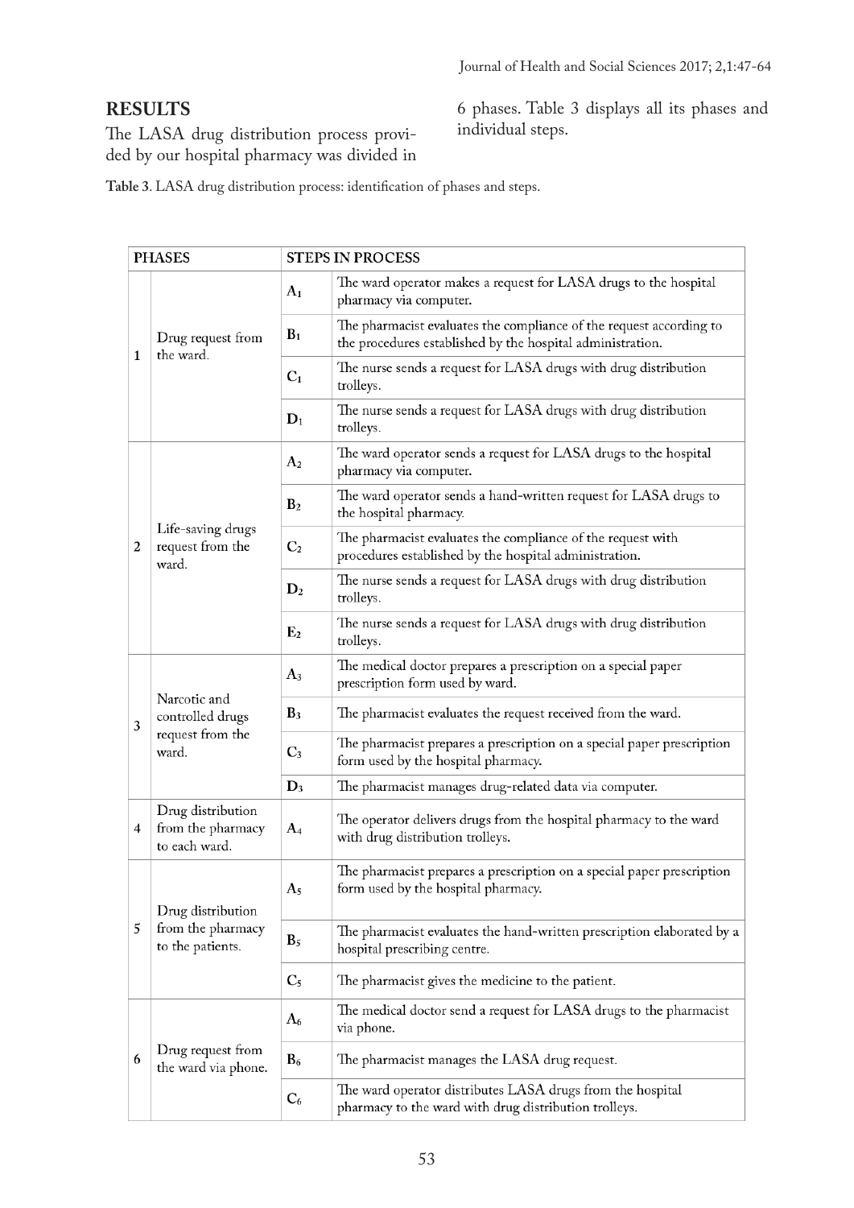## RESULTS

The LASA drug distribution process provided by our hospital pharmacy was divided in 6 phases. Table 3 displays all its phases and individual steps.

**Table 3**. LASA drug distribution process: identification of phases and steps.

| PHASES | | STEPS IN PROCESS | |
|---|---|---|---|
| 1 | Drug request from the ward. | $A_1$ | The ward operator makes a request for LASA drugs to the hospital pharmacy via computer. |
| | | $B_1$ | The pharmacist evaluates the compliance of the request according to the procedures established by the hospital administration. |
| | | $C_1$ | The nurse sends a request for LASA drugs with drug distribution trolleys. |
| | | $D_1$ | The nurse sends a request for LASA drugs with drug distribution trolleys. |
| 2 | Life-saving drugs request from the ward. | $A_2$ | The ward operator sends a request for LASA drugs to the hospital pharmacy via computer. |
| | | $B_2$ | The ward operator sends a hand-written request for LASA drugs to the hospital pharmacy. |
| | | $C_2$ | The pharmacist evaluates the compliance of the request with procedures established by the hospital administration. |
| | | $D_2$ | The nurse sends a request for LASA drugs with drug distribution trolleys. |
| | | $E_2$ | The nurse sends a request for LASA drugs with drug distribution trolleys. |
| 3 | Narcotic and controlled drugs request from the ward. | $A_3$ | The medical doctor prepares a prescription on a special paper prescription form used by ward. |
| | | $B_3$ | The pharmacist evaluates the request received from the ward. |
| | | $C_3$ | The pharmacist prepares a prescription on a special paper prescription form used by the hospital pharmacy. |
| | | $D_3$ | The pharmacist manages drug-related data via computer. |
| 4 | Drug distribution from the pharmacy to each ward. | $A_4$ | The operator delivers drugs from the hospital pharmacy to the ward with drug distribution trolleys. |
| 5 | Drug distribution from the pharmacy to the patients. | $A_5$ | The pharmacist prepares a prescription on a special paper prescription form used by the hospital pharmacy. |
| | | $B_5$ | The pharmacist evaluates the hand-written prescription elaborated by a hospital prescribing centre. |
| | | $C_5$ | The pharmacist gives the medicine to the patient. |
| 6 | Drug request from the ward via phone. | $A_6$ | The medical doctor send a request for LASA drugs to the pharmacist via phone. |
| | | $B_6$ | The pharmacist manages the LASA drug request. |
| | | $C_6$ | The ward operator distributes LASA drugs from the hospital pharmacy to the ward with drug distribution trolleys. |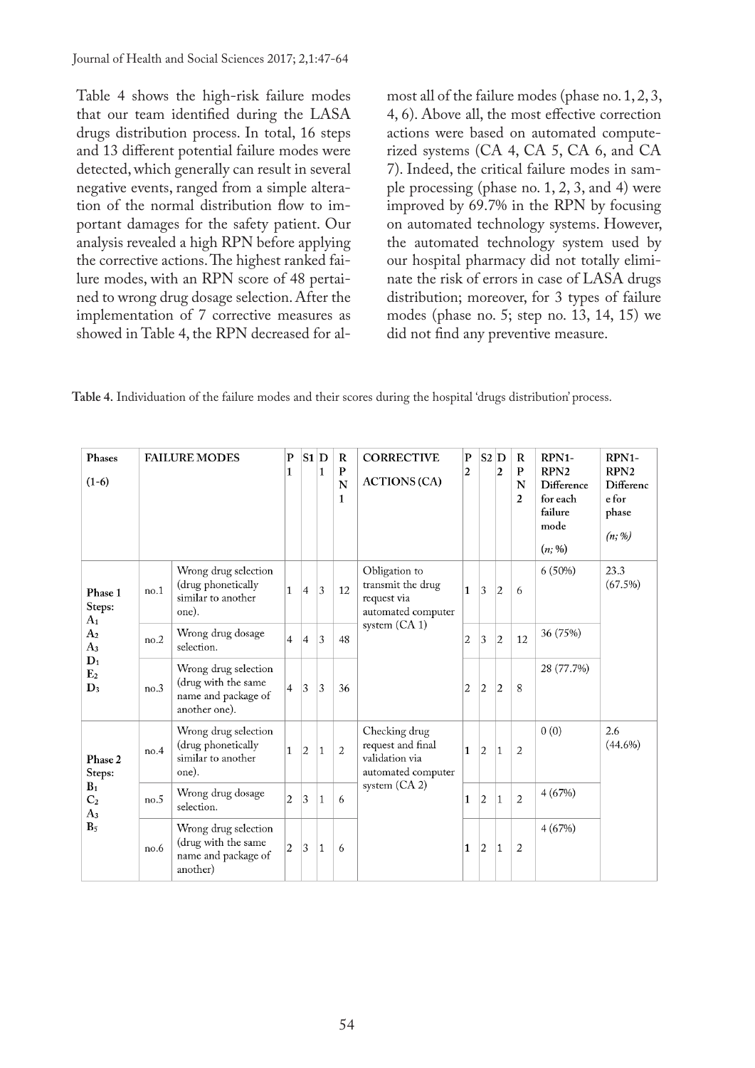Table 4 shows the high-risk failure modes that our team identified during the LASA drugs distribution process. In total, 16 steps and 13 different potential failure modes were detected, which generally can result in several negative events, ranged from a simple alteration of the normal distribution flow to important damages for the safety patient. Our analysis revealed a high RPN before applying the corrective actions. The highest ranked failure modes, with an RPN score of 48 pertained to wrong drug dosage selection. After the implementation of 7 corrective measures as showed in Table 4, the RPN decreased for almost all of the failure modes (phase no. 1, 2, 3, 4, 6). Above all, the most effective correction actions were based on automated computerized systems (CA 4, CA 5, CA 6, and CA 7). Indeed, the critical failure modes in sample processing (phase no. 1, 2, 3, and 4) were improved by 69.7% in the RPN by focusing on automated technology systems. However, the automated technology system used by our hospital pharmacy did not totally eliminate the risk of errors in case of LASA drugs distribution; moreover, for 3 types of failure modes (phase no. 5; step no. 13, 14, 15) we did not find any preventive measure.

**Table 4.** Individuation of the failure modes and their scores during the hospital 'drugs distribution' process.

| Phases (1-6) | FAILURE MODES | | P1 | S1 | D1 | RPN1 | CORRECTIVE ACTIONS (CA) | P2 | S2 | D2 | RPN2 | RPN1-RPN2 Difference for each failure mode (n; %) | RPN1-RPN2 Difference for phase (n; %) |
|---|---|---|---|---|---|---|---|---|---|---|---|---|---|
| Phase 1 Steps: $A_1$ $A_2$ $A_3$ $D_1$ $E_2$ $D_3$ | no.1 | Wrong drug selection (drug phonetically similar to another one). | 1 | 4 | 3 | 12 | Obligation to transmit the drug request via automated computer system (CA 1) | 1 | 3 | 2 | 6 | 6 (50%) | 23.3 (67.5%) |
| | no.2 | Wrong drug dosage selection. | 4 | 4 | 3 | 48 | | 2 | 3 | 2 | 12 | 36 (75%) | |
| | no.3 | Wrong drug selection (drug with the same name and package of another one). | 4 | 3 | 3 | 36 | | 2 | 2 | 2 | 8 | 28 (77.7%) | |
| Phase 2 Steps: $B_1$ $C_2$ $A_3$ $B_5$ | no.4 | Wrong drug selection (drug phonetically similar to another one). | 1 | 2 | 1 | 2 | Checking drug request and final validation via automated computer system (CA 2) | 1 | 2 | 1 | 2 | 0 (0) | 2.6 (44.6%) |
| | no.5 | Wrong drug dosage selection. | 2 | 3 | 1 | 6 | | 1 | 2 | 1 | 2 | 4 (67%) | |
| | no.6 | Wrong drug selection (drug with the same name and package of another) | 2 | 3 | 1 | 6 | | 1 | 2 | 1 | 2 | 4 (67%) | |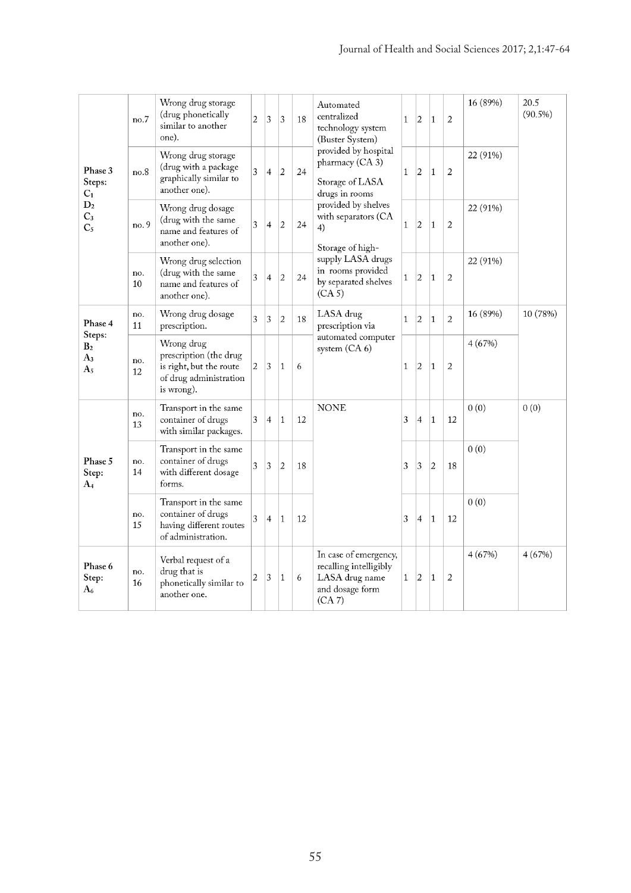| | | | | | | | | | | | | | |
|---|---|---|---|---|---|---|---|---|---|---|---|---|---|
| Phase 3 Steps: $C_1$ $D_2$ $C_3$ $C_5$ | no.7 | Wrong drug storage (drug phonetically similar to another one). | 2 | 3 | 3 | 18 | Automated centralized technology system (Buster System) provided by hospital pharmacy (CA 3) Storage of LASA drugs in rooms provided by shelves with separators (CA 4) Storage of high-supply LASA drugs in rooms provided by separated shelves (CA 5) | 1 | 2 | 1 | 2 | 16 (89%) | 20.5 (90.5%) |
| | no.8 | Wrong drug storage (drug with a package graphically similar to another one). | 3 | 4 | 2 | 24 | | 1 | 2 | 1 | 2 | 22 (91%) | |
| | no. 9 | Wrong drug dosage (drug with the same name and features of another one). | 3 | 4 | 2 | 24 | | 1 | 2 | 1 | 2 | 22 (91%) | |
| | no. 10 | Wrong drug selection (drug with the same name and features of another one). | 3 | 4 | 2 | 24 | | 1 | 2 | 1 | 2 | 22 (91%) | |
| Phase 4 Steps: $B_2$ $A_3$ $A_5$ | no. 11 | Wrong drug dosage prescription. | 3 | 3 | 2 | 18 | LASA drug prescription via automated computer system (CA 6) | 1 | 2 | 1 | 2 | 16 (89%) | 10 (78%) |
| | no. 12 | Wrong drug prescription (the drug is right, but the route of drug administration is wrong). | 2 | 3 | 1 | 6 | | 1 | 2 | 1 | 2 | 4 (67%) | |
| Phase 5 Step: $A_4$ | no. 13 | Transport in the same container of drugs with similar packages. | 3 | 4 | 1 | 12 | NONE | 3 | 4 | 1 | 12 | 0 (0) | 0 (0) |
| | no. 14 | Transport in the same container of drugs with different dosage forms. | 3 | 3 | 2 | 18 | | 3 | 3 | 2 | 18 | 0 (0) | |
| | no. 15 | Transport in the same container of drugs having different routes of administration. | 3 | 4 | 1 | 12 | | 3 | 4 | 1 | 12 | 0 (0) | |
| Phase 6 Step: $A_6$ | no. 16 | Verbal request of a drug that is phonetically similar to another one. | 2 | 3 | 1 | 6 | In case of emergency, recalling intelligibly LASA drug name and dosage form (CA 7) | 1 | 2 | 1 | 2 | 4 (67%) | 4 (67%) |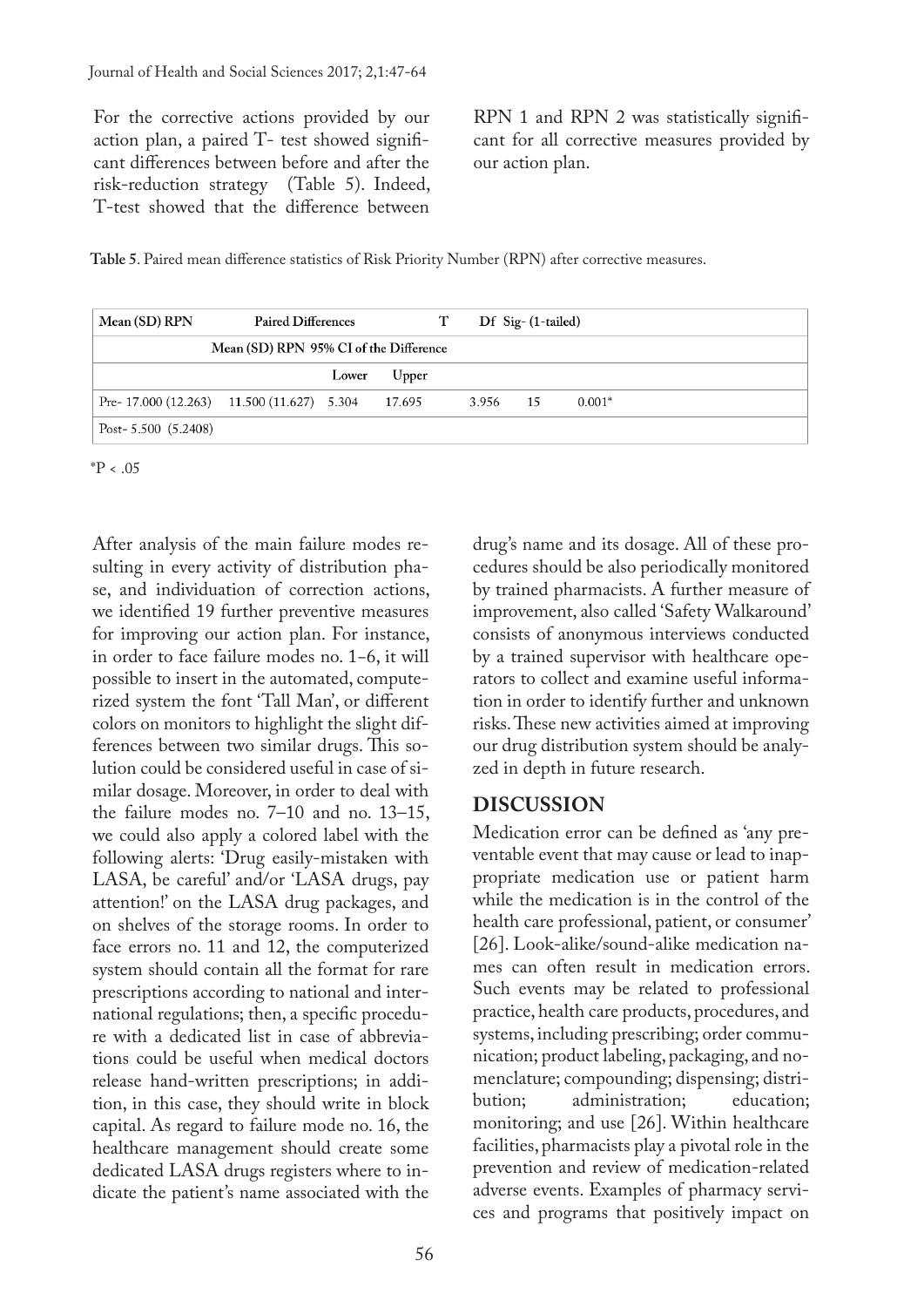For the corrective actions provided by our action plan, a paired T- test showed significant differences between before and after the risk-reduction strategy (Table 5). Indeed, T-test showed that the difference between RPN 1 and RPN 2 was statistically significant for all corrective measures provided by our action plan.

**Table 5**. Paired mean difference statistics of Risk Priority Number (RPN) after corrective measures.

| Mean (SD) RPN | Paired Differences | | | T | Df | Sig- (1-tailed) |
|---|---|---|---|---|---|---|
| | Mean (SD) RPN | 95% CI of the Difference | | | | |
| | | Lower | Upper | | | |
| Pre- 17.000 (12.263) | 11.500 (11.627) | 5.304 | 17.695 | 3.956 | 15 | 0.001* |
| Post- 5.500 (5.2408) | | | | | | |

*P < .05

After analysis of the main failure modes resulting in every activity of distribution phase, and individuation of correction actions, we identified 19 further preventive measures for improving our action plan. For instance, in order to face failure modes no. 1-6, it will possible to insert in the automated, computerized system the font 'Tall Man', or different colors on monitors to highlight the slight differences between two similar drugs. This solution could be considered useful in case of similar dosage. Moreover, in order to deal with the failure modes no. 7–10 and no. 13–15, we could also apply a colored label with the following alerts: 'Drug easily-mistaken with LASA, be careful' and/or 'LASA drugs, pay attention!' on the LASA drug packages, and on shelves of the storage rooms. In order to face errors no. 11 and 12, the computerized system should contain all the format for rare prescriptions according to national and international regulations; then, a specific procedure with a dedicated list in case of abbreviations could be useful when medical doctors release hand-written prescriptions; in addition, in this case, they should write in block capital. As regard to failure mode no. 16, the healthcare management should create some dedicated LASA drugs registers where to indicate the patient's name associated with the drug's name and its dosage. All of these procedures should be also periodically monitored by trained pharmacists. A further measure of improvement, also called 'Safety Walkaround' consists of anonymous interviews conducted by a trained supervisor with healthcare operators to collect and examine useful information in order to identify further and unknown risks. These new activities aimed at improving our drug distribution system should be analyzed in depth in future research.

## DISCUSSION

Medication error can be defined as 'any preventable event that may cause or lead to inappropriate medication use or patient harm while the medication is in the control of the health care professional, patient, or consumer' [26]. Look-alike/sound-alike medication names can often result in medication errors. Such events may be related to professional practice, health care products, procedures, and systems, including prescribing; order communication; product labeling, packaging, and nomenclature; compounding; dispensing; distribution; administration; education; monitoring; and use [26]. Within healthcare facilities, pharmacists play a pivotal role in the prevention and review of medication-related adverse events. Examples of pharmacy services and programs that positively impact on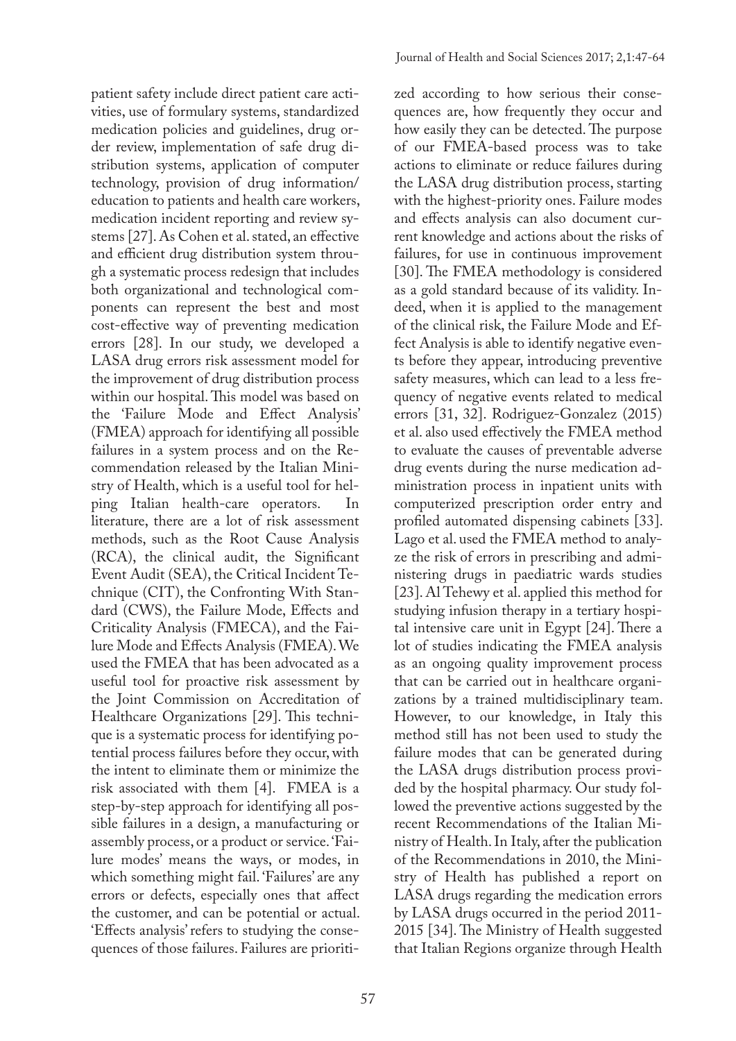patient safety include direct patient care activities, use of formulary systems, standardized medication policies and guidelines, drug order review, implementation of safe drug distribution systems, application of computer technology, provision of drug information/education to patients and health care workers, medication incident reporting and review systems [27]. As Cohen et al. stated, an effective and efficient drug distribution system through a systematic process redesign that includes both organizational and technological components can represent the best and most cost-effective way of preventing medication errors [28]. In our study, we developed a LASA drug errors risk assessment model for the improvement of drug distribution process within our hospital. This model was based on the 'Failure Mode and Effect Analysis' (FMEA) approach for identifying all possible failures in a system process and on the Recommendation released by the Italian Ministry of Health, which is a useful tool for helping Italian health-care operators. In literature, there are a lot of risk assessment methods, such as the Root Cause Analysis (RCA), the clinical audit, the Significant Event Audit (SEA), the Critical Incident Technique (CIT), the Confronting With Standard (CWS), the Failure Mode, Effects and Criticality Analysis (FMECA), and the Failure Mode and Effects Analysis (FMEA). We used the FMEA that has been advocated as a useful tool for proactive risk assessment by the Joint Commission on Accreditation of Healthcare Organizations [29]. This technique is a systematic process for identifying potential process failures before they occur, with the intent to eliminate them or minimize the risk associated with them [4]. FMEA is a step-by-step approach for identifying all possible failures in a design, a manufacturing or assembly process, or a product or service. 'Failure modes' means the ways, or modes, in which something might fail. 'Failures' are any errors or defects, especially ones that affect the customer, and can be potential or actual. 'Effects analysis' refers to studying the consequences of those failures. Failures are prioritized according to how serious their consequences are, how frequently they occur and how easily they can be detected. The purpose of our FMEA-based process was to take actions to eliminate or reduce failures during the LASA drug distribution process, starting with the highest-priority ones. Failure modes and effects analysis can also document current knowledge and actions about the risks of failures, for use in continuous improvement [30]. The FMEA methodology is considered as a gold standard because of its validity. Indeed, when it is applied to the management of the clinical risk, the Failure Mode and Effect Analysis is able to identify negative events before they appear, introducing preventive safety measures, which can lead to a less frequency of negative events related to medical errors [31, 32]. Rodriguez-Gonzalez (2015) et al. also used effectively the FMEA method to evaluate the causes of preventable adverse drug events during the nurse medication administration process in inpatient units with computerized prescription order entry and profiled automated dispensing cabinets [33]. Lago et al. used the FMEA method to analyze the risk of errors in prescribing and administering drugs in paediatric wards studies [23]. Al Tehewy et al. applied this method for studying infusion therapy in a tertiary hospital intensive care unit in Egypt [24]. There a lot of studies indicating the FMEA analysis as an ongoing quality improvement process that can be carried out in healthcare organizations by a trained multidisciplinary team. However, to our knowledge, in Italy this method still has not been used to study the failure modes that can be generated during the LASA drugs distribution process provided by the hospital pharmacy. Our study followed the preventive actions suggested by the recent Recommendations of the Italian Ministry of Health. In Italy, after the publication of the Recommendations in 2010, the Ministry of Health has published a report on LASA drugs regarding the medication errors by LASA drugs occurred in the period 2011-2015 [34]. The Ministry of Health suggested that Italian Regions organize through Health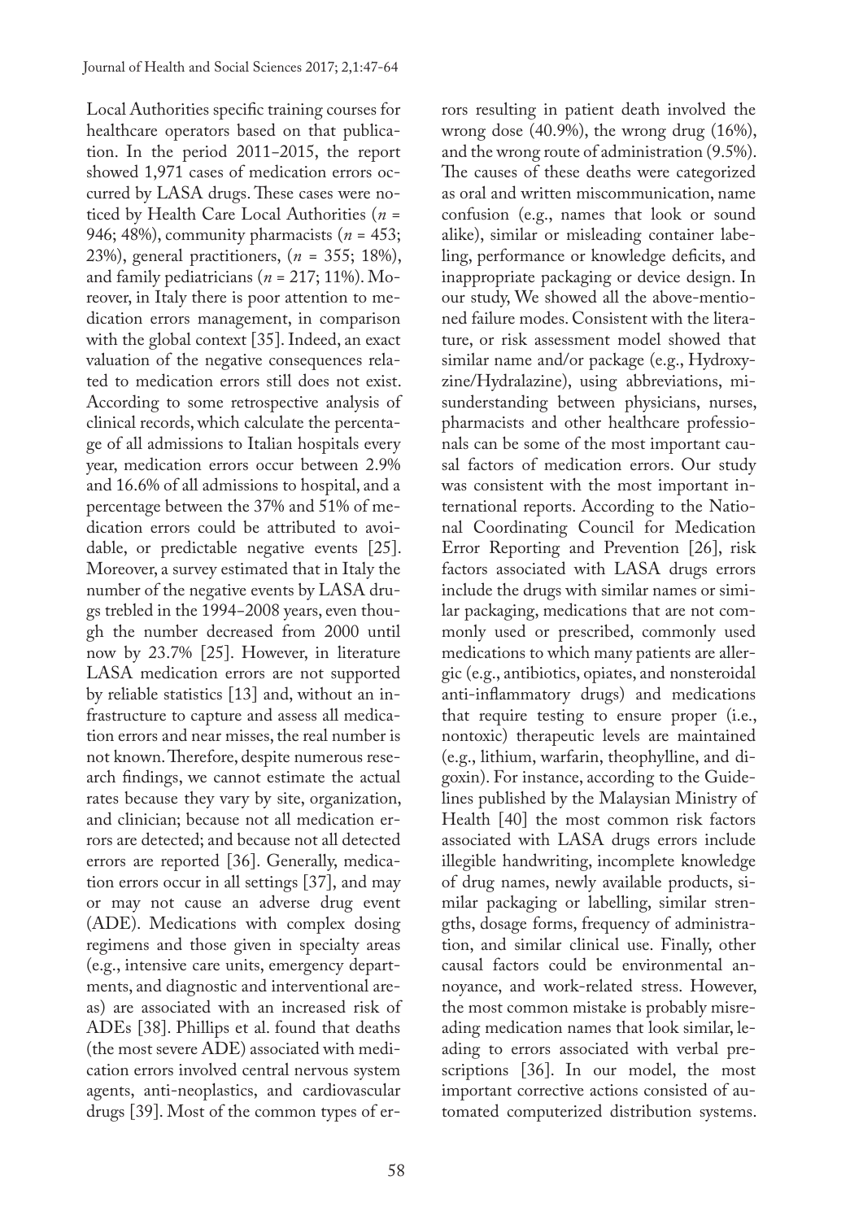Local Authorities specific training courses for healthcare operators based on that publication. In the period 2011–2015, the report showed 1,971 cases of medication errors occurred by LASA drugs. These cases were noticed by Health Care Local Authorities (*n* = 946; 48%), community pharmacists (*n* = 453; 23%), general practitioners, (*n* = 355; 18%), and family pediatricians (*n* = 217; 11%). Moreover, in Italy there is poor attention to medication errors management, in comparison with the global context [35]. Indeed, an exact valuation of the negative consequences related to medication errors still does not exist. According to some retrospective analysis of clinical records, which calculate the percentage of all admissions to Italian hospitals every year, medication errors occur between 2.9% and 16.6% of all admissions to hospital, and a percentage between the 37% and 51% of medication errors could be attributed to avoidable, or predictable negative events [25]. Moreover, a survey estimated that in Italy the number of the negative events by LASA drugs trebled in the 1994–2008 years, even though the number decreased from 2000 until now by 23.7% [25]. However, in literature LASA medication errors are not supported by reliable statistics [13] and, without an infrastructure to capture and assess all medication errors and near misses, the real number is not known. Therefore, despite numerous research findings, we cannot estimate the actual rates because they vary by site, organization, and clinician; because not all medication errors are detected; and because not all detected errors are reported [36]. Generally, medication errors occur in all settings [37], and may or may not cause an adverse drug event (ADE). Medications with complex dosing regimens and those given in specialty areas (e.g., intensive care units, emergency departments, and diagnostic and interventional areas) are associated with an increased risk of ADEs [38]. Phillips et al. found that deaths (the most severe ADE) associated with medication errors involved central nervous system agents, anti-neoplastics, and cardiovascular drugs [39]. Most of the common types of errors resulting in patient death involved the wrong dose (40.9%), the wrong drug (16%), and the wrong route of administration (9.5%). The causes of these deaths were categorized as oral and written miscommunication, name confusion (e.g., names that look or sound alike), similar or misleading container labeling, performance or knowledge deficits, and inappropriate packaging or device design. In our study, We showed all the above-mentioned failure modes. Consistent with the literature, or risk assessment model showed that similar name and/or package (e.g., Hydroxyzine/Hydralazine), using abbreviations, misunderstanding between physicians, nurses, pharmacists and other healthcare professionals can be some of the most important causal factors of medication errors. Our study was consistent with the most important international reports. According to the National Coordinating Council for Medication Error Reporting and Prevention [26], risk factors associated with LASA drugs errors include the drugs with similar names or similar packaging, medications that are not commonly used or prescribed, commonly used medications to which many patients are allergic (e.g., antibiotics, opiates, and nonsteroidal anti-inflammatory drugs) and medications that require testing to ensure proper (i.e., nontoxic) therapeutic levels are maintained (e.g., lithium, warfarin, theophylline, and digoxin). For instance, according to the Guidelines published by the Malaysian Ministry of Health [40] the most common risk factors associated with LASA drugs errors include illegible handwriting, incomplete knowledge of drug names, newly available products, similar packaging or labelling, similar strengths, dosage forms, frequency of administration, and similar clinical use. Finally, other causal factors could be environmental annoyance, and work-related stress. However, the most common mistake is probably misreading medication names that look similar, leading to errors associated with verbal prescriptions [36]. In our model, the most important corrective actions consisted of automated computerized distribution systems.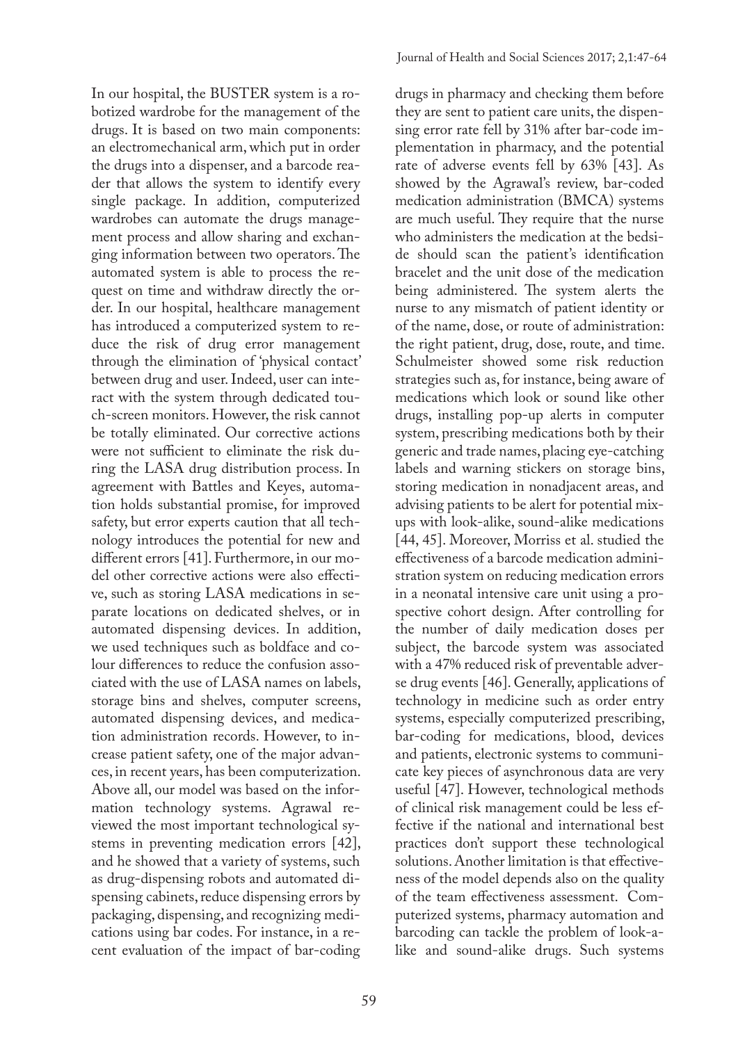In our hospital, the BUSTER system is a robotized wardrobe for the management of the drugs. It is based on two main components: an electromechanical arm, which put in order the drugs into a dispenser, and a barcode reader that allows the system to identify every single package. In addition, computerized wardrobes can automate the drugs management process and allow sharing and exchanging information between two operators. The automated system is able to process the request on time and withdraw directly the order. In our hospital, healthcare management has introduced a computerized system to reduce the risk of drug error management through the elimination of 'physical contact' between drug and user. Indeed, user can interact with the system through dedicated touch-screen monitors. However, the risk cannot be totally eliminated. Our corrective actions were not sufficient to eliminate the risk during the LASA drug distribution process. In agreement with Battles and Keyes, automation holds substantial promise, for improved safety, but error experts caution that all technology introduces the potential for new and different errors [41]. Furthermore, in our model other corrective actions were also effective, such as storing LASA medications in separate locations on dedicated shelves, or in automated dispensing devices. In addition, we used techniques such as boldface and colour differences to reduce the confusion associated with the use of LASA names on labels, storage bins and shelves, computer screens, automated dispensing devices, and medication administration records. However, to increase patient safety, one of the major advances, in recent years, has been computerization. Above all, our model was based on the information technology systems. Agrawal reviewed the most important technological systems in preventing medication errors [42], and he showed that a variety of systems, such as drug-dispensing robots and automated dispensing cabinets, reduce dispensing errors by packaging, dispensing, and recognizing medications using bar codes. For instance, in a recent evaluation of the impact of bar-coding drugs in pharmacy and checking them before they are sent to patient care units, the dispensing error rate fell by 31% after bar-code implementation in pharmacy, and the potential rate of adverse events fell by 63% [43]. As showed by the Agrawal's review, bar-coded medication administration (BMCA) systems are much useful. They require that the nurse who administers the medication at the bedside should scan the patient's identification bracelet and the unit dose of the medication being administered. The system alerts the nurse to any mismatch of patient identity or of the name, dose, or route of administration: the right patient, drug, dose, route, and time. Schulmeister showed some risk reduction strategies such as, for instance, being aware of medications which look or sound like other drugs, installing pop-up alerts in computer system, prescribing medications both by their generic and trade names, placing eye-catching labels and warning stickers on storage bins, storing medication in nonadjacent areas, and advising patients to be alert for potential mix-ups with look-alike, sound-alike medications [44, 45]. Moreover, Morriss et al. studied the effectiveness of a barcode medication administration system on reducing medication errors in a neonatal intensive care unit using a prospective cohort design. After controlling for the number of daily medication doses per subject, the barcode system was associated with a 47% reduced risk of preventable adverse drug events [46]. Generally, applications of technology in medicine such as order entry systems, especially computerized prescribing, bar-coding for medications, blood, devices and patients, electronic systems to communicate key pieces of asynchronous data are very useful [47]. However, technological methods of clinical risk management could be less effective if the national and international best practices don't support these technological solutions. Another limitation is that effectiveness of the model depends also on the quality of the team effectiveness assessment. Computerized systems, pharmacy automation and barcoding can tackle the problem of look-alike and sound-alike drugs. Such systems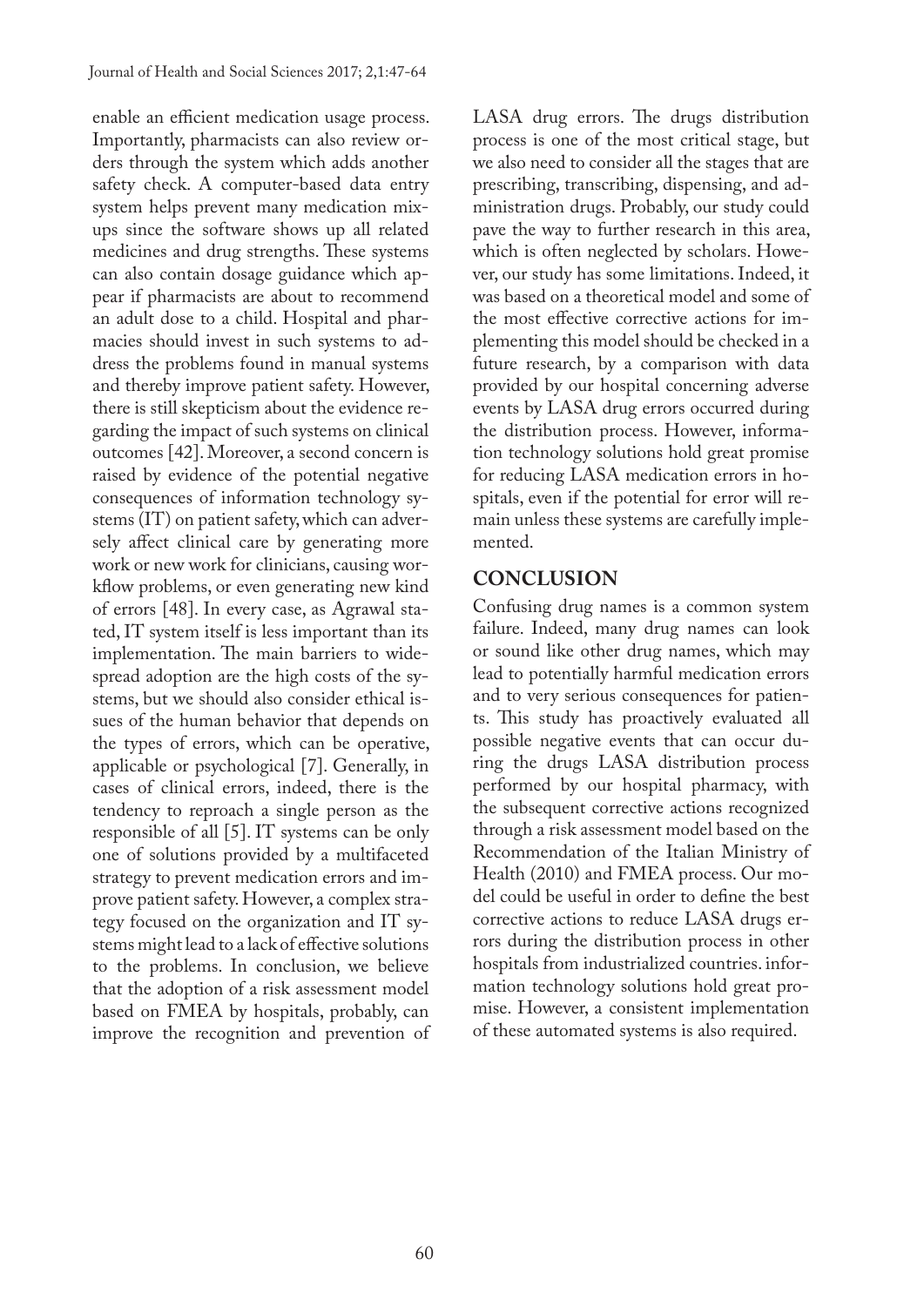enable an efficient medication usage process. Importantly, pharmacists can also review orders through the system which adds another safety check. A computer-based data entry system helps prevent many medication mix-ups since the software shows up all related medicines and drug strengths. These systems can also contain dosage guidance which appear if pharmacists are about to recommend an adult dose to a child. Hospital and pharmacies should invest in such systems to address the problems found in manual systems and thereby improve patient safety. However, there is still skepticism about the evidence regarding the impact of such systems on clinical outcomes [42]. Moreover, a second concern is raised by evidence of the potential negative consequences of information technology systems (IT) on patient safety, which can adversely affect clinical care by generating more work or new work for clinicians, causing workflow problems, or even generating new kind of errors [48]. In every case, as Agrawal stated, IT system itself is less important than its implementation. The main barriers to widespread adoption are the high costs of the systems, but we should also consider ethical issues of the human behavior that depends on the types of errors, which can be operative, applicable or psychological [7]. Generally, in cases of clinical errors, indeed, there is the tendency to reproach a single person as the responsible of all [5]. IT systems can be only one of solutions provided by a multifaceted strategy to prevent medication errors and improve patient safety. However, a complex strategy focused on the organization and IT systems might lead to a lack of effective solutions to the problems. In conclusion, we believe that the adoption of a risk assessment model based on FMEA by hospitals, probably, can improve the recognition and prevention of LASA drug errors. The drugs distribution process is one of the most critical stage, but we also need to consider all the stages that are prescribing, transcribing, dispensing, and administration drugs. Probably, our study could pave the way to further research in this area, which is often neglected by scholars. However, our study has some limitations. Indeed, it was based on a theoretical model and some of the most effective corrective actions for implementing this model should be checked in a future research, by a comparison with data provided by our hospital concerning adverse events by LASA drug errors occurred during the distribution process. However, information technology solutions hold great promise for reducing LASA medication errors in hospitals, even if the potential for error will remain unless these systems are carefully implemented.

## CONCLUSION

Confusing drug names is a common system failure. Indeed, many drug names can look or sound like other drug names, which may lead to potentially harmful medication errors and to very serious consequences for patients. This study has proactively evaluated all possible negative events that can occur during the drugs LASA distribution process performed by our hospital pharmacy, with the subsequent corrective actions recognized through a risk assessment model based on the Recommendation of the Italian Ministry of Health (2010) and FMEA process. Our model could be useful in order to define the best corrective actions to reduce LASA drugs errors during the distribution process in other hospitals from industrialized countries. information technology solutions hold great promise. However, a consistent implementation of these automated systems is also required.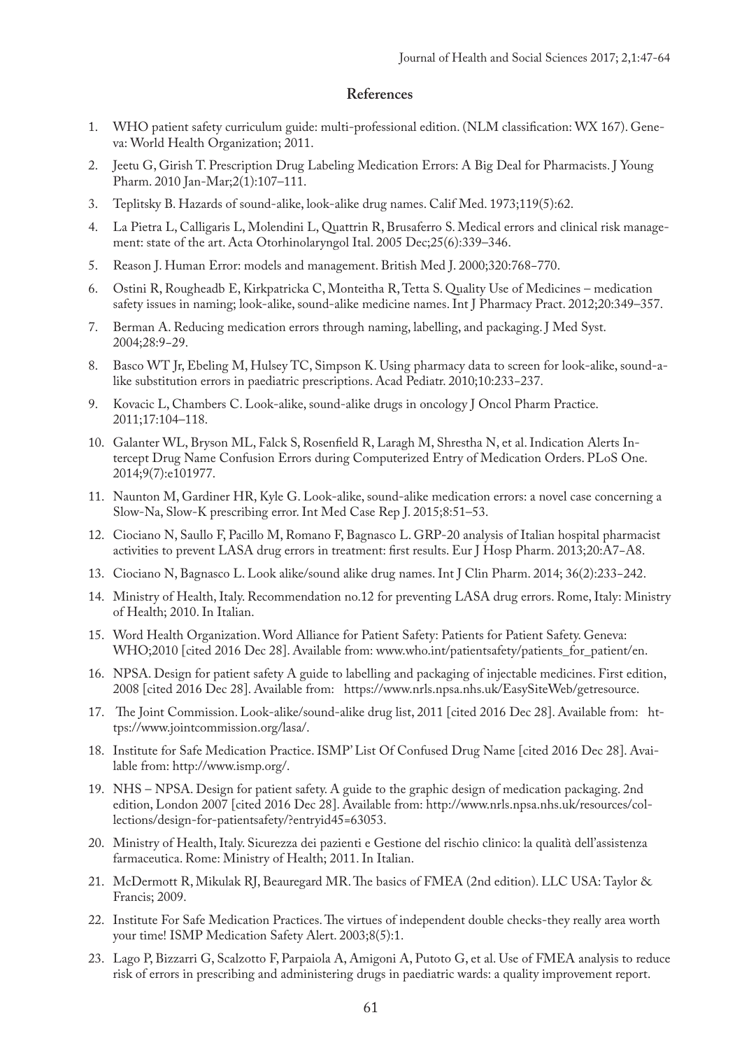## References

1. WHO patient safety curriculum guide: multi-professional edition. (NLM classification: WX 167). Geneva: World Health Organization; 2011.
2. Jeetu G, Girish T. Prescription Drug Labeling Medication Errors: A Big Deal for Pharmacists. J Young Pharm. 2010 Jan-Mar;2(1):107–111.
3. Teplitsky B. Hazards of sound-alike, look-alike drug names. Calif Med. 1973;119(5):62.
4. La Pietra L, Calligaris L, Molendini L, Quattrin R, Brusaferro S. Medical errors and clinical risk management: state of the art. Acta Otorhinolaryngol Ital. 2005 Dec;25(6):339–346.
5. Reason J. Human Error: models and management. British Med J. 2000;320:768–770.
6. Ostini R, Rougheadb E, Kirkpatricka C, Monteitha R, Tetta S. Quality Use of Medicines – medication safety issues in naming; look-alike, sound-alike medicine names. Int J Pharmacy Pract. 2012;20:349–357.
7. Berman A. Reducing medication errors through naming, labelling, and packaging. J Med Syst. 2004;28:9–29.
8. Basco WT Jr, Ebeling M, Hulsey TC, Simpson K. Using pharmacy data to screen for look-alike, sound-alike substitution errors in paediatric prescriptions. Acad Pediatr. 2010;10:233–237.
9. Kovacic L, Chambers C. Look-alike, sound-alike drugs in oncology J Oncol Pharm Practice. 2011;17:104–118.
10. Galanter WL, Bryson ML, Falck S, Rosenfield R, Laragh M, Shrestha N, et al. Indication Alerts Intercept Drug Name Confusion Errors during Computerized Entry of Medication Orders. PLoS One. 2014;9(7):e101977.
11. Naunton M, Gardiner HR, Kyle G. Look-alike, sound-alike medication errors: a novel case concerning a Slow-Na, Slow-K prescribing error. Int Med Case Rep J. 2015;8:51–53.
12. Ciociano N, Saullo F, Pacillo M, Romano F, Bagnasco L. GRP-20 analysis of Italian hospital pharmacist activities to prevent LASA drug errors in treatment: first results. Eur J Hosp Pharm. 2013;20:A7–A8.
13. Ciociano N, Bagnasco L. Look alike/sound alike drug names. Int J Clin Pharm. 2014; 36(2):233–242.
14. Ministry of Health, Italy. Recommendation no.12 for preventing LASA drug errors. Rome, Italy: Ministry of Health; 2010. In Italian.
15. Word Health Organization. Word Alliance for Patient Safety: Patients for Patient Safety. Geneva: WHO;2010 [cited 2016 Dec 28]. Available from: www.who.int/patientsafety/patients_for_patient/en.
16. NPSA. Design for patient safety A guide to labelling and packaging of injectable medicines. First edition, 2008 [cited 2016 Dec 28]. Available from: https://www.nrls.npsa.nhs.uk/EasySiteWeb/getresource.
17. The Joint Commission. Look-alike/sound-alike drug list, 2011 [cited 2016 Dec 28]. Available from: https://www.jointcommission.org/lasa/.
18. Institute for Safe Medication Practice. ISMP' List Of Confused Drug Name [cited 2016 Dec 28]. Available from: http://www.ismp.org/.
19. NHS – NPSA. Design for patient safety. A guide to the graphic design of medication packaging. 2nd edition, London 2007 [cited 2016 Dec 28]. Available from: http://www.nrls.npsa.nhs.uk/resources/collections/design-for-patientsafety/?entryid45=63053.
20. Ministry of Health, Italy. Sicurezza dei pazienti e Gestione del rischio clinico: la qualità dell'assistenza farmaceutica. Rome: Ministry of Health; 2011. In Italian.
21. McDermott R, Mikulak RJ, Beauregard MR. The basics of FMEA (2nd edition). LLC USA: Taylor & Francis; 2009.
22. Institute For Safe Medication Practices. The virtues of independent double checks-they really area worth your time! ISMP Medication Safety Alert. 2003;8(5):1.
23. Lago P, Bizzarri G, Scalzotto F, Parpaiola A, Amigoni A, Putoto G, et al. Use of FMEA analysis to reduce risk of errors in prescribing and administering drugs in paediatric wards: a quality improvement report.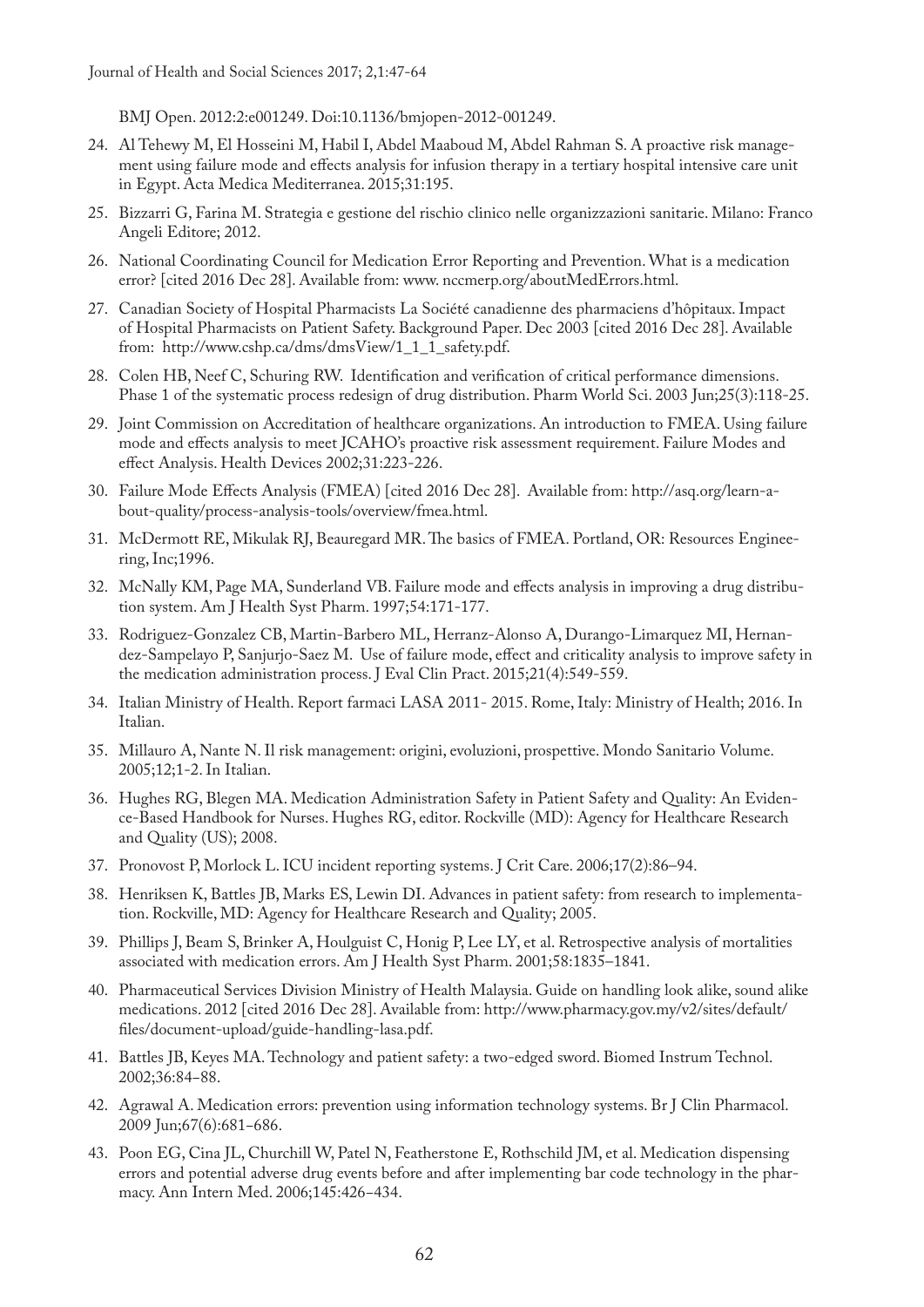BMJ Open. 2012:2:e001249. Doi:10.1136/bmjopen-2012-001249.

24. Al Tehewy M, El Hosseini M, Habil I, Abdel Maaboud M, Abdel Rahman S. A proactive risk management using failure mode and effects analysis for infusion therapy in a tertiary hospital intensive care unit in Egypt. Acta Medica Mediterranea. 2015;31:195.
25. Bizzarri G, Farina M. Strategia e gestione del rischio clinico nelle organizzazioni sanitarie. Milano: Franco Angeli Editore; 2012.
26. National Coordinating Council for Medication Error Reporting and Prevention. What is a medication error? [cited 2016 Dec 28]. Available from: www. nccmerp.org/aboutMedErrors.html.
27. Canadian Society of Hospital Pharmacists La Société canadienne des pharmaciens d'hôpitaux. Impact of Hospital Pharmacists on Patient Safety. Background Paper. Dec 2003 [cited 2016 Dec 28]. Available from: http://www.cshp.ca/dms/dmsView/1_1_1_safety.pdf.
28. Colen HB, Neef C, Schuring RW. Identification and verification of critical performance dimensions. Phase 1 of the systematic process redesign of drug distribution. Pharm World Sci. 2003 Jun;25(3):118-25.
29. Joint Commission on Accreditation of healthcare organizations. An introduction to FMEA. Using failure mode and effects analysis to meet JCAHO's proactive risk assessment requirement. Failure Modes and effect Analysis. Health Devices 2002;31:223-226.
30. Failure Mode Effects Analysis (FMEA) [cited 2016 Dec 28]. Available from: http://asq.org/learn-about-quality/process-analysis-tools/overview/fmea.html.
31. McDermott RE, Mikulak RJ, Beauregard MR. The basics of FMEA. Portland, OR: Resources Engineering, Inc;1996.
32. McNally KM, Page MA, Sunderland VB. Failure mode and effects analysis in improving a drug distribution system. Am J Health Syst Pharm. 1997;54:171-177.
33. Rodriguez-Gonzalez CB, Martin-Barbero ML, Herranz-Alonso A, Durango-Limarquez MI, Hernandez-Sampelayo P, Sanjurjo-Saez M. Use of failure mode, effect and criticality analysis to improve safety in the medication administration process. J Eval Clin Pract. 2015;21(4):549-559.
34. Italian Ministry of Health. Report farmaci LASA 2011- 2015. Rome, Italy: Ministry of Health; 2016. In Italian.
35. Millauro A, Nante N. Il risk management: origini, evoluzioni, prospettive. Mondo Sanitario Volume. 2005;12;1-2. In Italian.
36. Hughes RG, Blegen MA. Medication Administration Safety in Patient Safety and Quality: An Evidence-Based Handbook for Nurses. Hughes RG, editor. Rockville (MD): Agency for Healthcare Research and Quality (US); 2008.
37. Pronovost P, Morlock L. ICU incident reporting systems. J Crit Care. 2006;17(2):86–94.
38. Henriksen K, Battles JB, Marks ES, Lewin DI. Advances in patient safety: from research to implementation. Rockville, MD: Agency for Healthcare Research and Quality; 2005.
39. Phillips J, Beam S, Brinker A, Houlguist C, Honig P, Lee LY, et al. Retrospective analysis of mortalities associated with medication errors. Am J Health Syst Pharm. 2001;58:1835–1841.
40. Pharmaceutical Services Division Ministry of Health Malaysia. Guide on handling look alike, sound alike medications. 2012 [cited 2016 Dec 28]. Available from: http://www.pharmacy.gov.my/v2/sites/default/files/document-upload/guide-handling-lasa.pdf.
41. Battles JB, Keyes MA. Technology and patient safety: a two-edged sword. Biomed Instrum Technol. 2002;36:84–88.
42. Agrawal A. Medication errors: prevention using information technology systems. Br J Clin Pharmacol. 2009 Jun;67(6):681–686.
43. Poon EG, Cina JL, Churchill W, Patel N, Featherstone E, Rothschild JM, et al. Medication dispensing errors and potential adverse drug events before and after implementing bar code technology in the pharmacy. Ann Intern Med. 2006;145:426–434.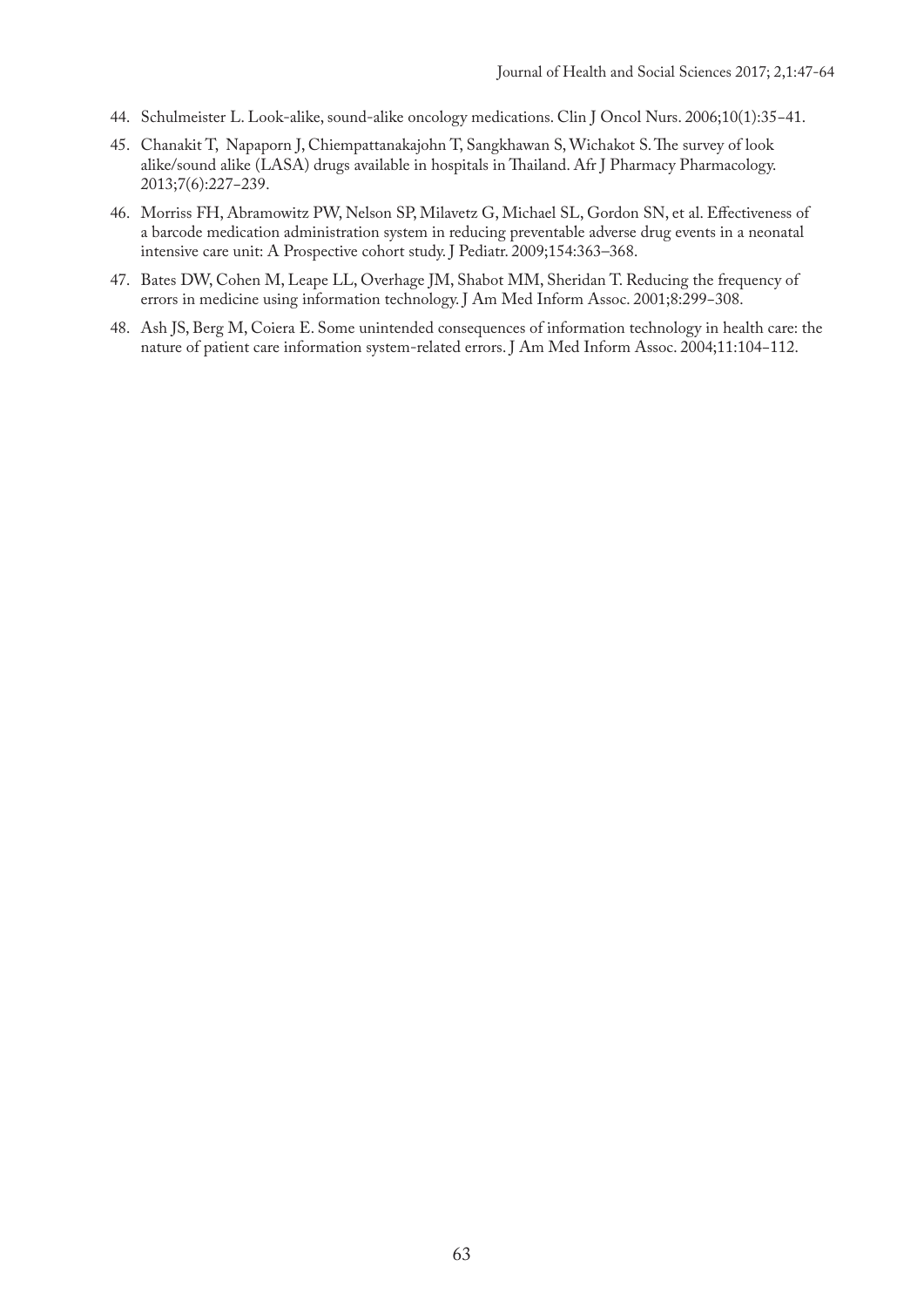44. Schulmeister L. Look-alike, sound-alike oncology medications. Clin J Oncol Nurs. 2006;10(1):35–41.
45. Chanakit T, Napaporn J, Chiempattanakajohn T, Sangkhawan S, Wichakot S. The survey of look alike/sound alike (LASA) drugs available in hospitals in Thailand. Afr J Pharmacy Pharmacology. 2013;7(6):227–239.
46. Morriss FH, Abramowitz PW, Nelson SP, Milavetz G, Michael SL, Gordon SN, et al. Effectiveness of a barcode medication administration system in reducing preventable adverse drug events in a neonatal intensive care unit: A Prospective cohort study. J Pediatr. 2009;154:363–368.
47. Bates DW, Cohen M, Leape LL, Overhage JM, Shabot MM, Sheridan T. Reducing the frequency of errors in medicine using information technology. J Am Med Inform Assoc. 2001;8:299–308.
48. Ash JS, Berg M, Coiera E. Some unintended consequences of information technology in health care: the nature of patient care information system-related errors. J Am Med Inform Assoc. 2004;11:104–112.